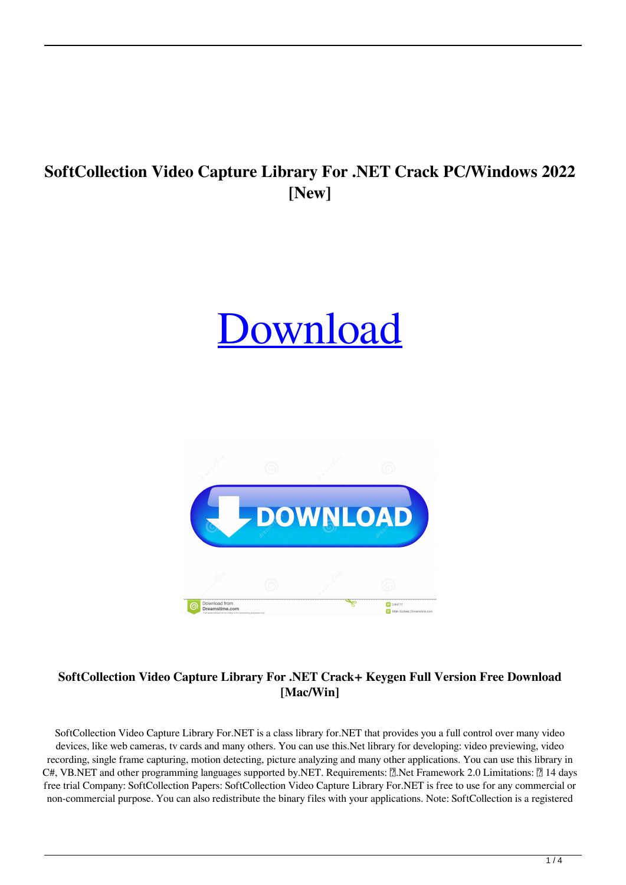# SoftCollection Video Capture Library For .NET Crack PC/Windows 2022 [New]

Download

## SoftCollection Video Capture Library For .NET Crack+ Keygen Full Version Free Download [Mac/Win]

SoftCollection Video Capture Library For.NET is a class library for.NET that provides you a full control over many video devices, like web cameras, tv cards and many others. You can use this.Net library for developing: video previewing, video recording, single frame capturing, motion detecting, picture analyzing and many other applications. You can use this library in C#, VB.NET and other programming languages supported by.NET. Requirements: ▯.Net Framework 2.0 Limitations: ▯ 14 days free trial Company: SoftCollection Papers: SoftCollection Video Capture Library For.NET is free to use for any commercial or non-commercial purpose. You can also redistribute the binary files with your applications. Note: SoftCollection is a registered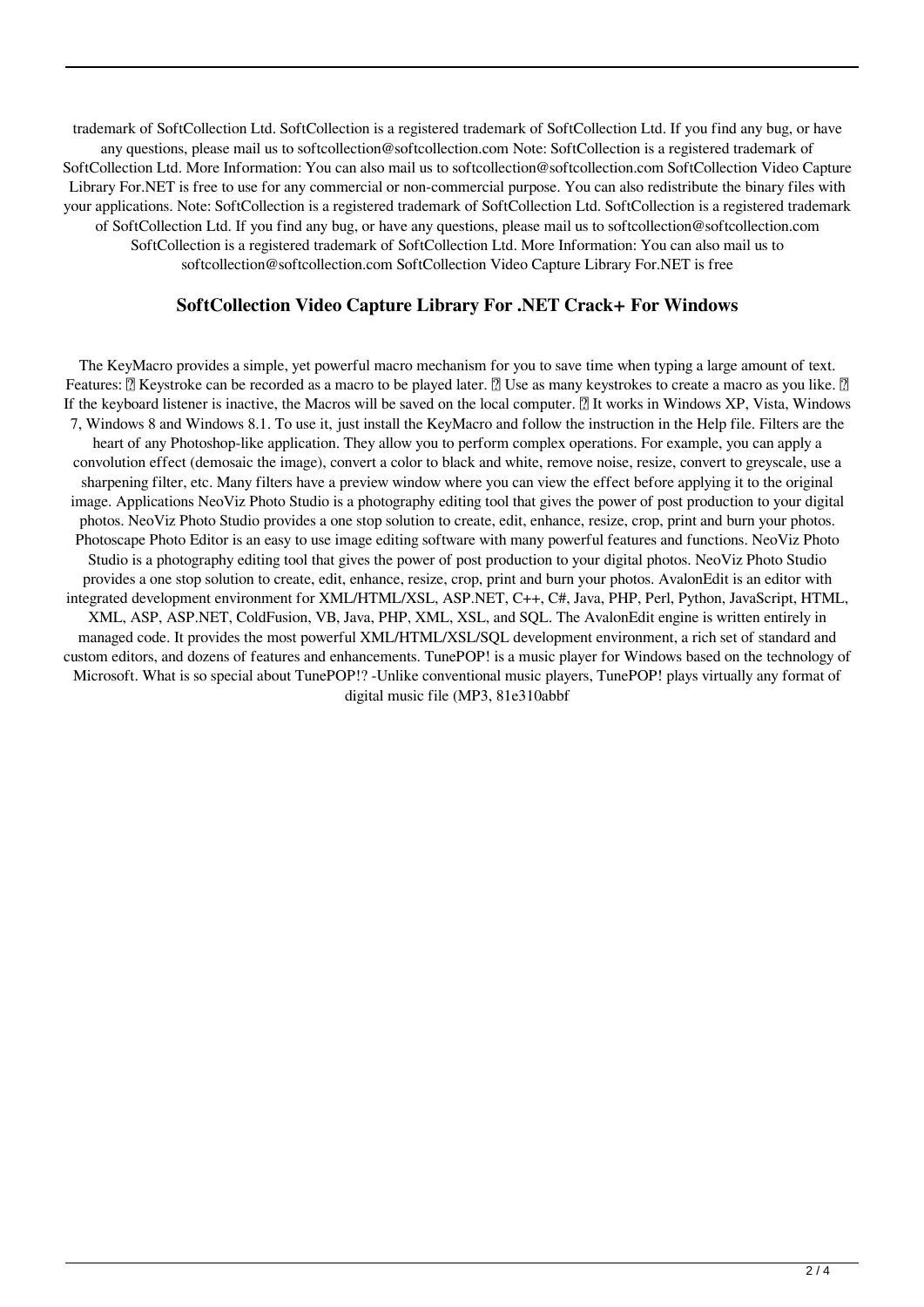trademark of SoftCollection Ltd. SoftCollection is a registered trademark of SoftCollection Ltd. If you find any bug, or have any questions, please mail us to softcollection@softcollection.com Note: SoftCollection is a registered trademark of SoftCollection Ltd. More Information: You can also mail us to softcollection@softcollection.com SoftCollection Video Capture Library For.NET is free to use for any commercial or non-commercial purpose. You can also redistribute the binary files with your applications. Note: SoftCollection is a registered trademark of SoftCollection Ltd. SoftCollection is a registered trademark of SoftCollection Ltd. If you find any bug, or have any questions, please mail us to softcollection@softcollection.com SoftCollection is a registered trademark of SoftCollection Ltd. More Information: You can also mail us to softcollection@softcollection.com SoftCollection Video Capture Library For.NET is free

## SoftCollection Video Capture Library For .NET Crack+ For Windows

The KeyMacro provides a simple, yet powerful macro mechanism for you to save time when typing a large amount of text. Features: ␦ Keystroke can be recorded as a macro to be played later. ␦ Use as many keystrokes to create a macro as you like. ␦ If the keyboard listener is inactive, the Macros will be saved on the local computer. ␦ It works in Windows XP, Vista, Windows 7, Windows 8 and Windows 8.1. To use it, just install the KeyMacro and follow the instruction in the Help file. Filters are the heart of any Photoshop-like application. They allow you to perform complex operations. For example, you can apply a convolution effect (demosaic the image), convert a color to black and white, remove noise, resize, convert to greyscale, use a sharpening filter, etc. Many filters have a preview window where you can view the effect before applying it to the original image. Applications NeoViz Photo Studio is a photography editing tool that gives the power of post production to your digital photos. NeoViz Photo Studio provides a one stop solution to create, edit, enhance, resize, crop, print and burn your photos. Photoscape Photo Editor is an easy to use image editing software with many powerful features and functions. NeoViz Photo Studio is a photography editing tool that gives the power of post production to your digital photos. NeoViz Photo Studio provides a one stop solution to create, edit, enhance, resize, crop, print and burn your photos. AvalonEdit is an editor with integrated development environment for XML/HTML/XSL, ASP.NET, C++, C#, Java, PHP, Perl, Python, JavaScript, HTML, XML, ASP, ASP.NET, ColdFusion, VB, Java, PHP, XML, XSL, and SQL. The AvalonEdit engine is written entirely in managed code. It provides the most powerful XML/HTML/XSL/SQL development environment, a rich set of standard and custom editors, and dozens of features and enhancements. TunePOP! is a music player for Windows based on the technology of Microsoft. What is so special about TunePOP!? -Unlike conventional music players, TunePOP! plays virtually any format of digital music file (MP3, 81e310abbf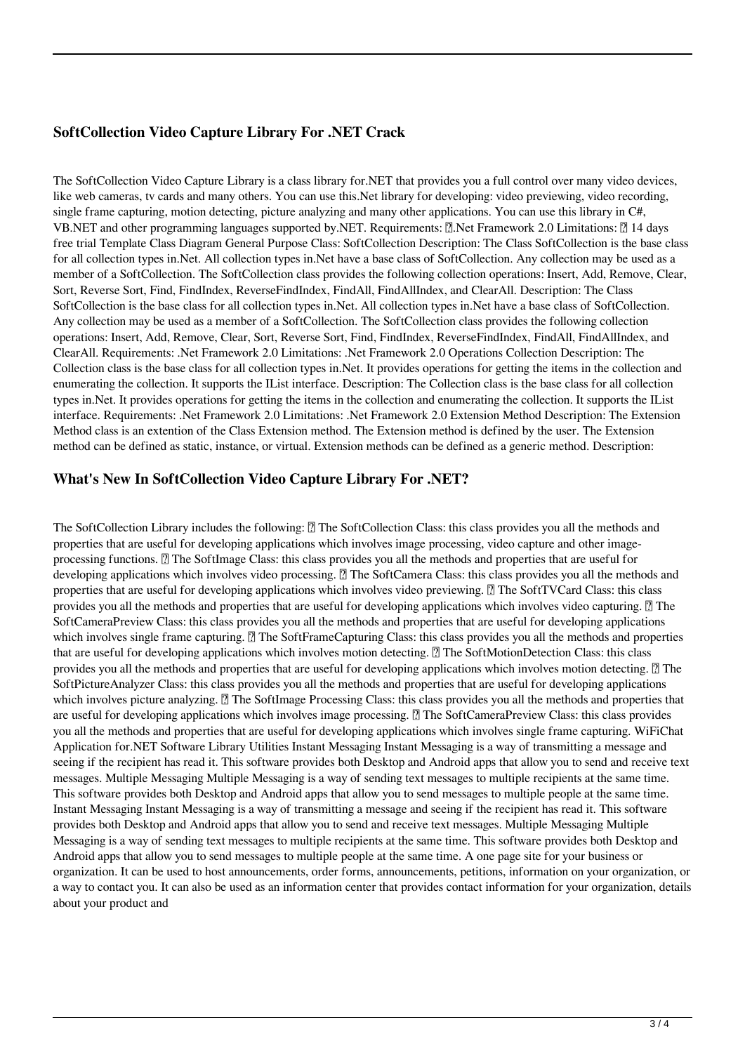## SoftCollection Video Capture Library For .NET Crack

The SoftCollection Video Capture Library is a class library for.NET that provides you a full control over many video devices, like web cameras, tv cards and many others. You can use this.Net library for developing: video previewing, video recording, single frame capturing, motion detecting, picture analyzing and many other applications. You can use this library in C#, VB.NET and other programming languages supported by.NET. Requirements: ￭.Net Framework 2.0 Limitations: ￭ 14 days free trial Template Class Diagram General Purpose Class: SoftCollection Description: The Class SoftCollection is the base class for all collection types in.Net. All collection types in.Net have a base class of SoftCollection. Any collection may be used as a member of a SoftCollection. The SoftCollection class provides the following collection operations: Insert, Add, Remove, Clear, Sort, Reverse Sort, Find, FindIndex, ReverseFindIndex, FindAll, FindAllIndex, and ClearAll. Description: The Class SoftCollection is the base class for all collection types in.Net. All collection types in.Net have a base class of SoftCollection. Any collection may be used as a member of a SoftCollection. The SoftCollection class provides the following collection operations: Insert, Add, Remove, Clear, Sort, Reverse Sort, Find, FindIndex, ReverseFindIndex, FindAll, FindAllIndex, and ClearAll. Requirements: .Net Framework 2.0 Limitations: .Net Framework 2.0 Operations Collection Description: The Collection class is the base class for all collection types in.Net. It provides operations for getting the items in the collection and enumerating the collection. It supports the IList interface. Description: The Collection class is the base class for all collection types in.Net. It provides operations for getting the items in the collection and enumerating the collection. It supports the IList interface. Requirements: .Net Framework 2.0 Limitations: .Net Framework 2.0 Extension Method Description: The Extension Method class is an extention of the Class Extension method. The Extension method is defined by the user. The Extension method can be defined as static, instance, or virtual. Extension methods can be defined as a generic method. Description:

## What's New In SoftCollection Video Capture Library For .NET?

The SoftCollection Library includes the following: ￭ The SoftCollection Class: this class provides you all the methods and properties that are useful for developing applications which involves image processing, video capture and other image-processing functions. ￭ The SoftImage Class: this class provides you all the methods and properties that are useful for developing applications which involves video processing. ￭ The SoftCamera Class: this class provides you all the methods and properties that are useful for developing applications which involves video previewing. ￭ The SoftTVCard Class: this class provides you all the methods and properties that are useful for developing applications which involves video capturing. ￭ The SoftCameraPreview Class: this class provides you all the methods and properties that are useful for developing applications which involves single frame capturing. ￭ The SoftFrameCapturing Class: this class provides you all the methods and properties that are useful for developing applications which involves motion detecting. ￭ The SoftMotionDetection Class: this class provides you all the methods and properties that are useful for developing applications which involves motion detecting. ￭ The SoftPictureAnalyzer Class: this class provides you all the methods and properties that are useful for developing applications which involves picture analyzing. ￭ The SoftImage Processing Class: this class provides you all the methods and properties that are useful for developing applications which involves image processing. ￭ The SoftCameraPreview Class: this class provides you all the methods and properties that are useful for developing applications which involves single frame capturing. WiFiChat Application for.NET Software Library Utilities Instant Messaging Instant Messaging is a way of transmitting a message and seeing if the recipient has read it. This software provides both Desktop and Android apps that allow you to send and receive text messages. Multiple Messaging Multiple Messaging is a way of sending text messages to multiple recipients at the same time. This software provides both Desktop and Android apps that allow you to send messages to multiple people at the same time. Instant Messaging Instant Messaging is a way of transmitting a message and seeing if the recipient has read it. This software provides both Desktop and Android apps that allow you to send and receive text messages. Multiple Messaging Multiple Messaging is a way of sending text messages to multiple recipients at the same time. This software provides both Desktop and Android apps that allow you to send messages to multiple people at the same time. A one page site for your business or organization. It can be used to host announcements, order forms, announcements, petitions, information on your organization, or a way to contact you. It can also be used as an information center that provides contact information for your organization, details about your product and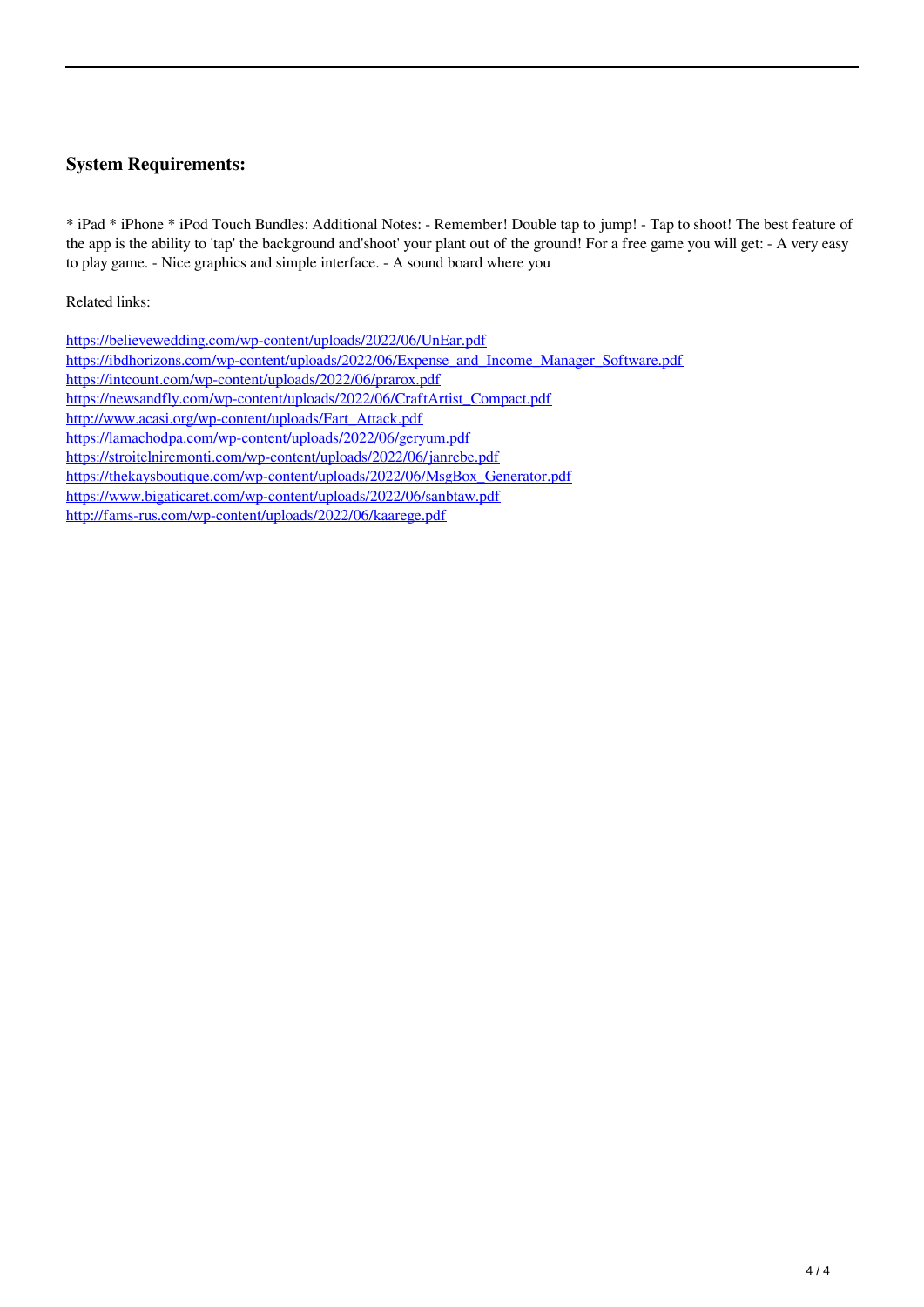### System Requirements:

* iPad * iPhone * iPod Touch Bundles: Additional Notes: - Remember! Double tap to jump! - Tap to shoot! The best feature of the app is the ability to 'tap' the background and'shoot' your plant out of the ground! For a free game you will get: - A very easy to play game. - Nice graphics and simple interface. - A sound board where you

Related links:

https://believewedding.com/wp-content/uploads/2022/06/UnEar.pdf
https://ibdhorizons.com/wp-content/uploads/2022/06/Expense_and_Income_Manager_Software.pdf
https://intcount.com/wp-content/uploads/2022/06/prarox.pdf
https://newsandfly.com/wp-content/uploads/2022/06/CraftArtist_Compact.pdf
http://www.acasi.org/wp-content/uploads/Fart_Attack.pdf
https://lamachodpa.com/wp-content/uploads/2022/06/geryum.pdf
https://stroitelniremonti.com/wp-content/uploads/2022/06/janrebe.pdf
https://thekaysboutique.com/wp-content/uploads/2022/06/MsgBox_Generator.pdf
https://www.bigaticaret.com/wp-content/uploads/2022/06/sanbtaw.pdf
http://fams-rus.com/wp-content/uploads/2022/06/kaarege.pdf